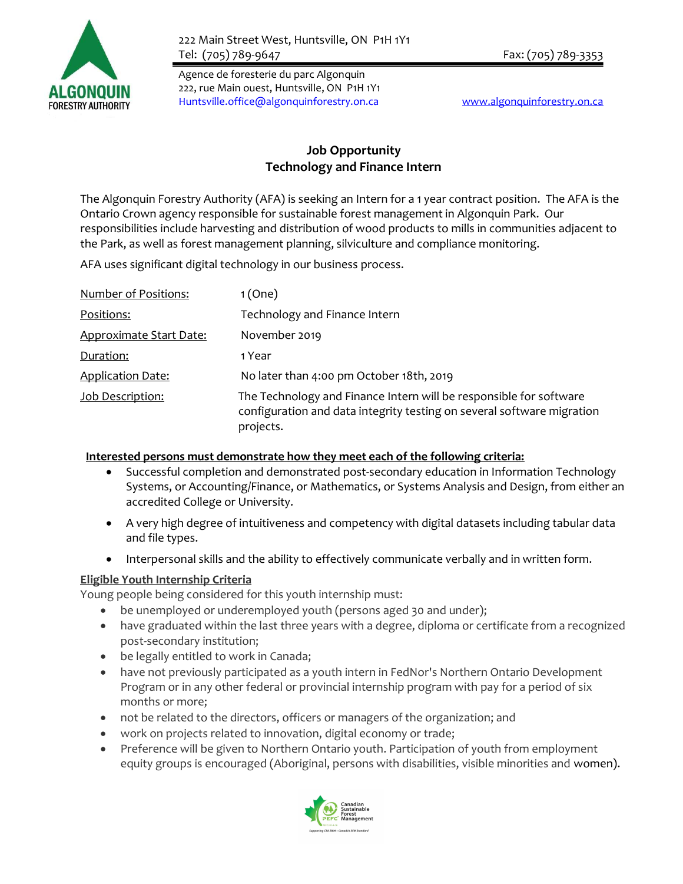222 Main Street West, Huntsville, ON P1H 1Y1
Tel: (705) 789-9647 Fax: (705) 789-3353

Agence de foresterie du parc Algonquin
222, rue Main ouest, Huntsville, ON P1H 1Y1
Huntsville.office@algonquinforestry.on.ca www.algonquinforestry.on.ca

## Job Opportunity
## Technology and Finance Intern

The Algonquin Forestry Authority (AFA) is seeking an Intern for a 1 year contract position. The AFA is the Ontario Crown agency responsible for sustainable forest management in Algonquin Park. Our responsibilities include harvesting and distribution of wood products to mills in communities adjacent to the Park, as well as forest management planning, silviculture and compliance monitoring.

AFA uses significant digital technology in our business process.

| | |
|---|---|
| Number of Positions: | 1 (One) |
| Positions: | Technology and Finance Intern |
| Approximate Start Date: | November 2019 |
| Duration: | 1 Year |
| Application Date: | No later than 4:00 pm October 18th, 2019 |
| Job Description: | The Technology and Finance Intern will be responsible for software configuration and data integrity testing on several software migration projects. |

**Interested persons must demonstrate how they meet each of the following criteria:**

- Successful completion and demonstrated post-secondary education in Information Technology Systems, or Accounting/Finance, or Mathematics, or Systems Analysis and Design, from either an accredited College or University.
- A very high degree of intuitiveness and competency with digital datasets including tabular data and file types.
- Interpersonal skills and the ability to effectively communicate verbally and in written form.

**Eligible Youth Internship Criteria**

Young people being considered for this youth internship must:

- be unemployed or underemployed youth (persons aged 30 and under);
- have graduated within the last three years with a degree, diploma or certificate from a recognized post-secondary institution;
- be legally entitled to work in Canada;
- have not previously participated as a youth intern in FedNor's Northern Ontario Development Program or in any other federal or provincial internship program with pay for a period of six months or more;
- not be related to the directors, officers or managers of the organization; and
- work on projects related to innovation, digital economy or trade;
- Preference will be given to Northern Ontario youth. Participation of youth from employment equity groups is encouraged (Aboriginal, persons with disabilities, visible minorities and women).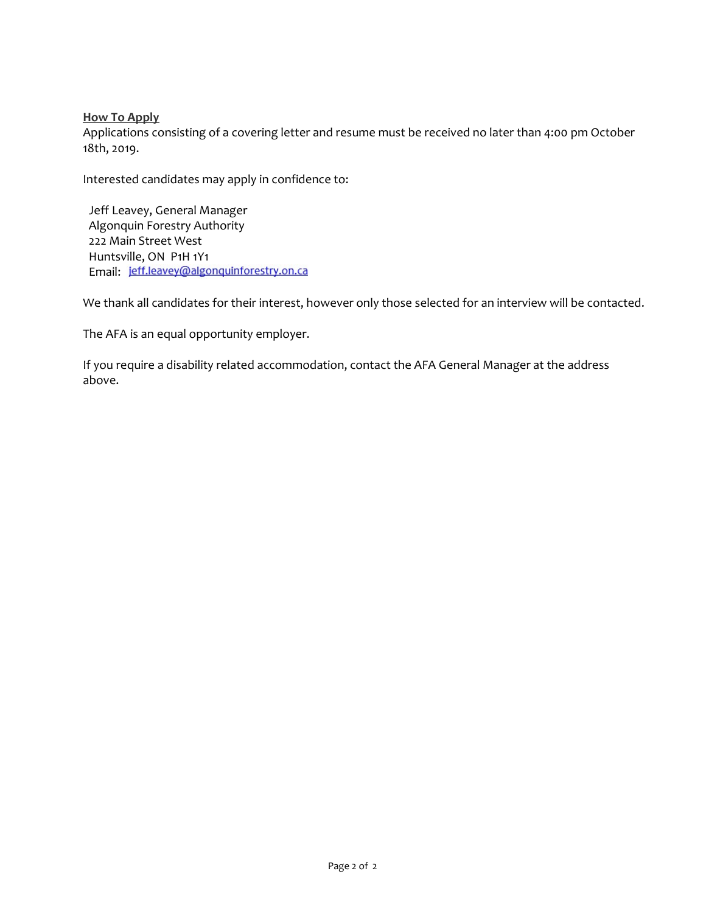**How To Apply**

Applications consisting of a covering letter and resume must be received no later than 4:00 pm October 18th, 2019.

Interested candidates may apply in confidence to:

Jeff Leavey, General Manager
Algonquin Forestry Authority
222 Main Street West
Huntsville, ON P1H 1Y1
Email: jeff.leavey@algonquinforestry.on.ca

We thank all candidates for their interest, however only those selected for an interview will be contacted.

The AFA is an equal opportunity employer.

If you require a disability related accommodation, contact the AFA General Manager at the address above.